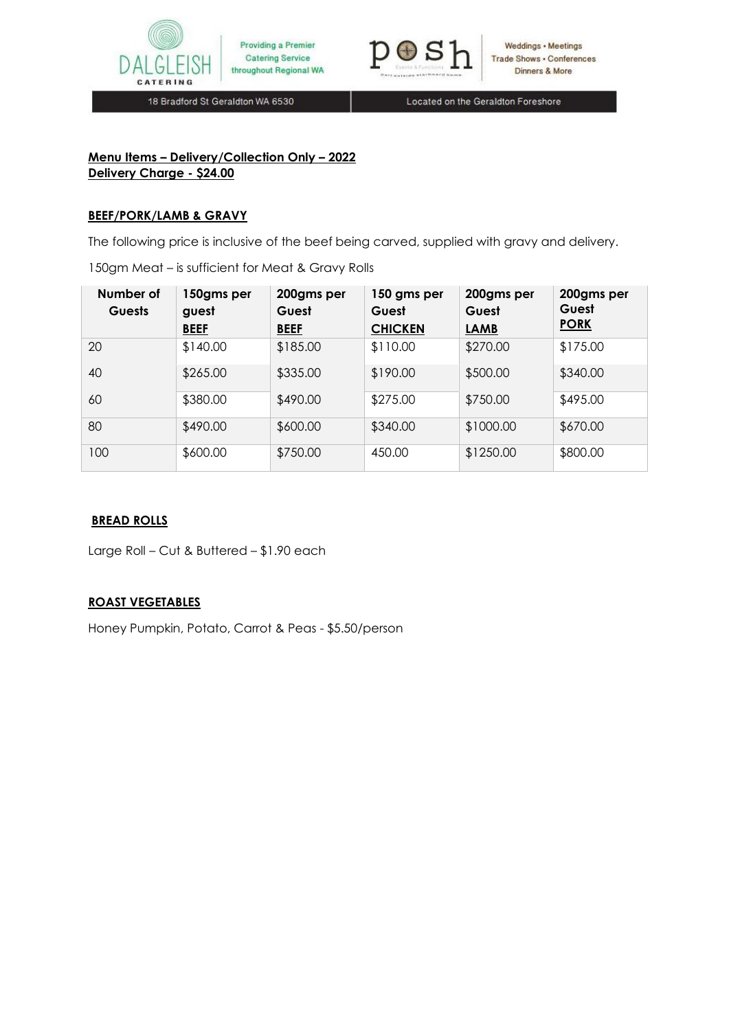Providing a Premier Catering Service throughout Regional WA

Weddings • Meetings Trade Shows • Conferences Dinners & More

18 Bradford St Geraldton WA 6530 | Located on the Geraldton Foreshore

**Menu Items – Delivery/Collection Only – 2022**
**Delivery Charge - $24.00**

**BEEF/PORK/LAMB & GRAVY**

The following price is inclusive of the beef being carved, supplied with gravy and delivery.

150gm Meat – is sufficient for Meat & Gravy Rolls

| Number of Guests | 150gms per guest BEEF | 200gms per Guest BEEF | 150 gms per Guest CHICKEN | 200gms per Guest LAMB | 200gms per Guest PORK |
|---|---|---|---|---|---|
| 20 | $140.00 | $185.00 | $110.00 | $270.00 | $175.00 |
| 40 | $265.00 | $335.00 | $190.00 | $500.00 | $340.00 |
| 60 | $380.00 | $490.00 | $275.00 | $750.00 | $495.00 |
| 80 | $490.00 | $600.00 | $340.00 | $1000.00 | $670.00 |
| 100 | $600.00 | $750.00 | 450.00 | $1250.00 | $800.00 |

**BREAD ROLLS**

Large Roll – Cut & Buttered – $1.90 each

**ROAST VEGETABLES**

Honey Pumpkin, Potato, Carrot & Peas - $5.50/person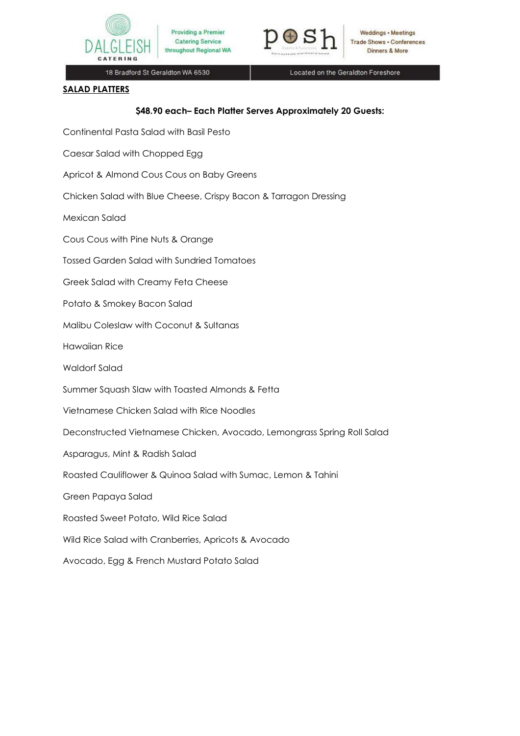**SALAD PLATTERS**

**$48.90 each– Each Platter Serves Approximately 20 Guests:**

Continental Pasta Salad with Basil Pesto

Caesar Salad with Chopped Egg

Apricot & Almond Cous Cous on Baby Greens

Chicken Salad with Blue Cheese, Crispy Bacon & Tarragon Dressing

Mexican Salad

Cous Cous with Pine Nuts & Orange

Tossed Garden Salad with Sundried Tomatoes

Greek Salad with Creamy Feta Cheese

Potato & Smokey Bacon Salad

Malibu Coleslaw with Coconut & Sultanas

Hawaiian Rice

Waldorf Salad

Summer Squash Slaw with Toasted Almonds & Fetta

Vietnamese Chicken Salad with Rice Noodles

Deconstructed Vietnamese Chicken, Avocado, Lemongrass Spring Roll Salad

Asparagus, Mint & Radish Salad

Roasted Cauliflower & Quinoa Salad with Sumac, Lemon & Tahini

Green Papaya Salad

Roasted Sweet Potato, Wild Rice Salad

Wild Rice Salad with Cranberries, Apricots & Avocado

Avocado, Egg & French Mustard Potato Salad